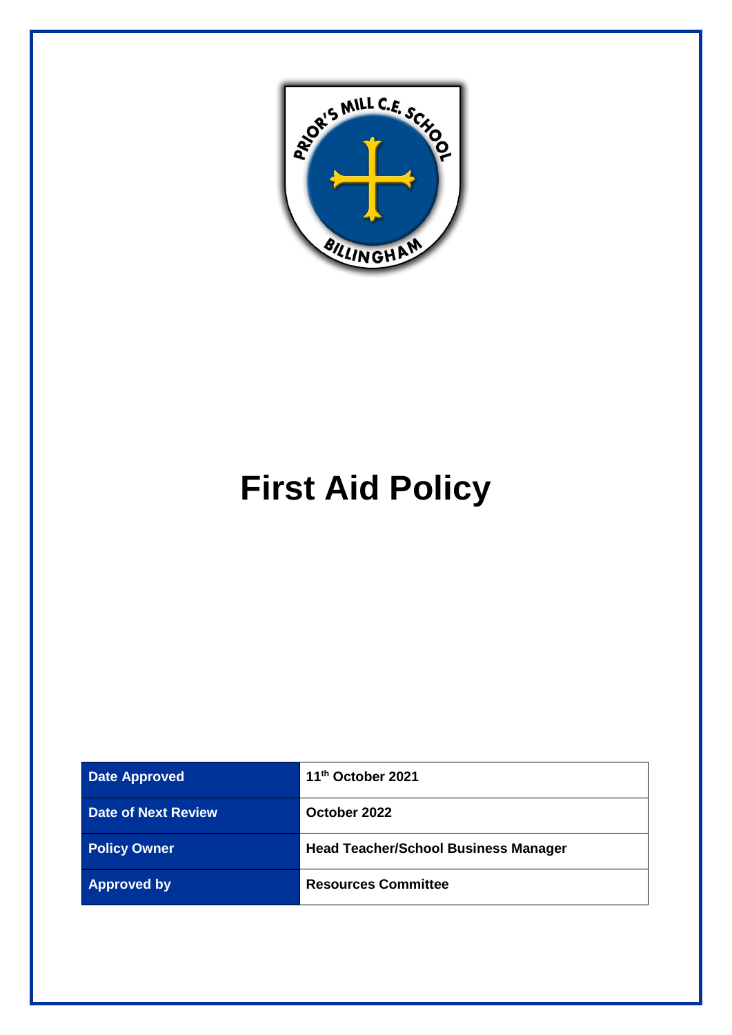# First Aid Policy

| Date Approved | 11th October 2021 |
|---|---|
| Date of Next Review | October 2022 |
| Policy Owner | Head Teacher/School Business Manager |
| Approved by | Resources Committee |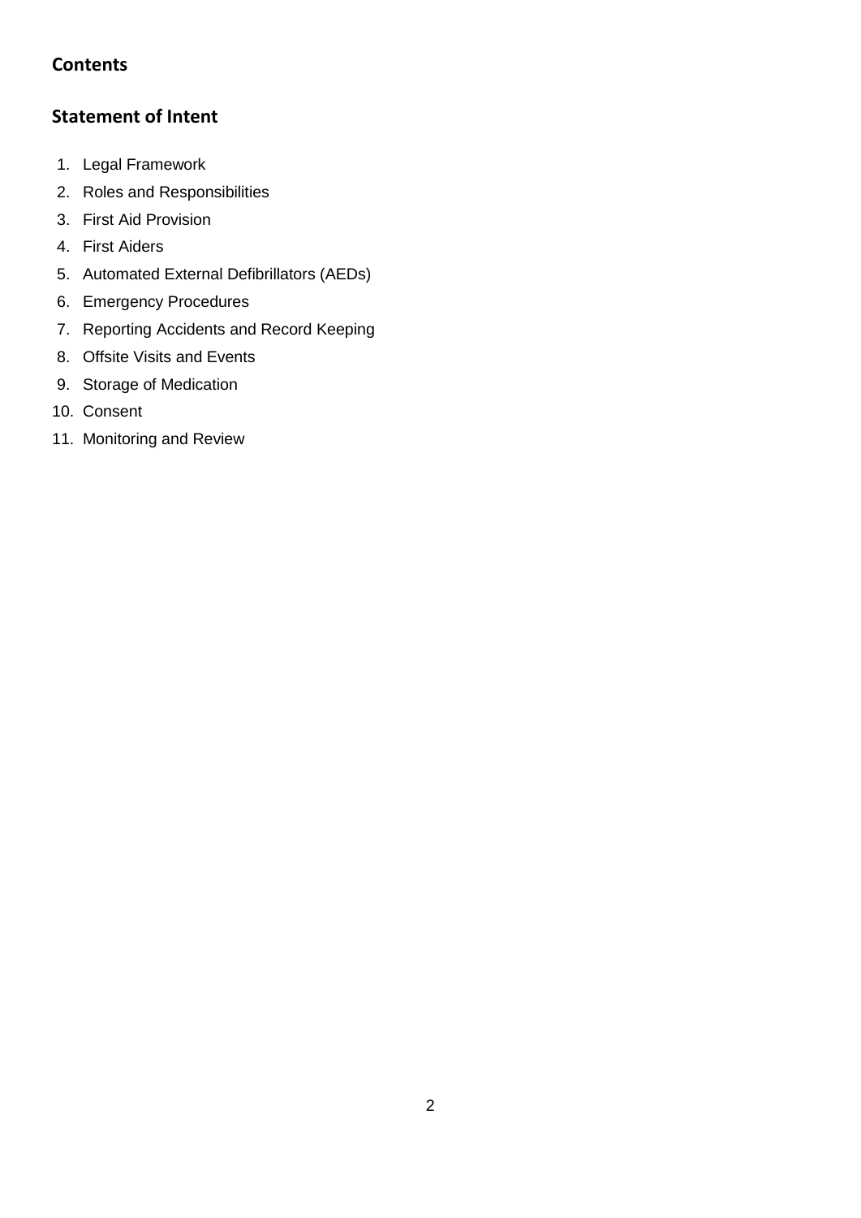## Contents

## Statement of Intent

1. Legal Framework
2. Roles and Responsibilities
3. First Aid Provision
4. First Aiders
5. Automated External Defibrillators (AEDs)
6. Emergency Procedures
7. Reporting Accidents and Record Keeping
8. Offsite Visits and Events
9. Storage of Medication
10. Consent
11. Monitoring and Review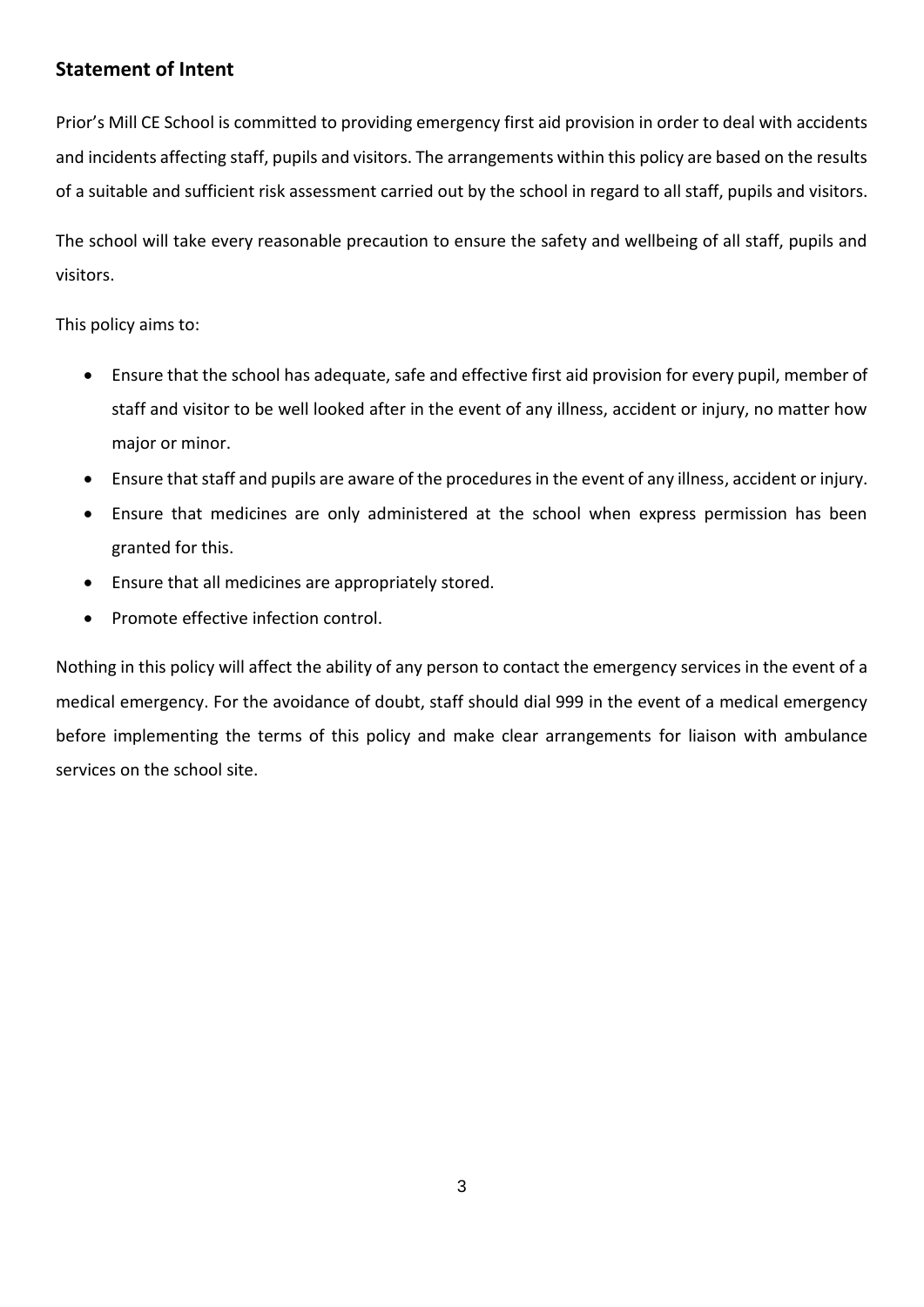## Statement of Intent

Prior's Mill CE School is committed to providing emergency first aid provision in order to deal with accidents and incidents affecting staff, pupils and visitors. The arrangements within this policy are based on the results of a suitable and sufficient risk assessment carried out by the school in regard to all staff, pupils and visitors.

The school will take every reasonable precaution to ensure the safety and wellbeing of all staff, pupils and visitors.

This policy aims to:

- Ensure that the school has adequate, safe and effective first aid provision for every pupil, member of staff and visitor to be well looked after in the event of any illness, accident or injury, no matter how major or minor.
- Ensure that staff and pupils are aware of the procedures in the event of any illness, accident or injury.
- Ensure that medicines are only administered at the school when express permission has been granted for this.
- Ensure that all medicines are appropriately stored.
- Promote effective infection control.

Nothing in this policy will affect the ability of any person to contact the emergency services in the event of a medical emergency. For the avoidance of doubt, staff should dial 999 in the event of a medical emergency before implementing the terms of this policy and make clear arrangements for liaison with ambulance services on the school site.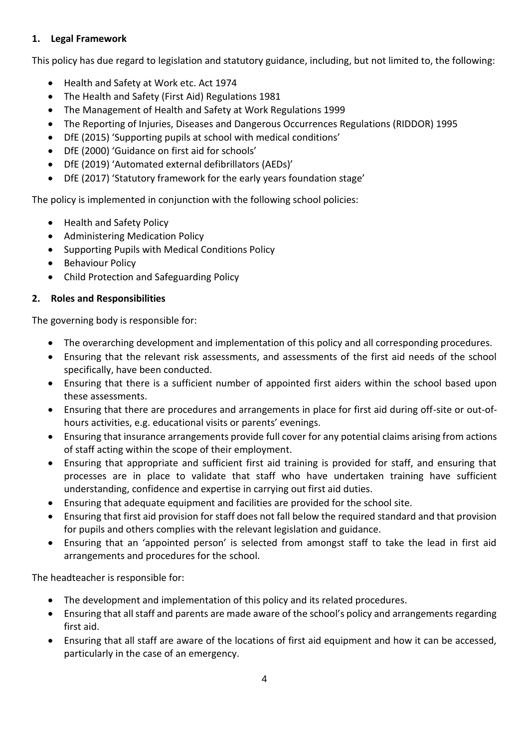## 1. Legal Framework

This policy has due regard to legislation and statutory guidance, including, but not limited to, the following:

- Health and Safety at Work etc. Act 1974
- The Health and Safety (First Aid) Regulations 1981
- The Management of Health and Safety at Work Regulations 1999
- The Reporting of Injuries, Diseases and Dangerous Occurrences Regulations (RIDDOR) 1995
- DfE (2015) 'Supporting pupils at school with medical conditions'
- DfE (2000) 'Guidance on first aid for schools'
- DfE (2019) 'Automated external defibrillators (AEDs)'
- DfE (2017) 'Statutory framework for the early years foundation stage'

The policy is implemented in conjunction with the following school policies:

- Health and Safety Policy
- Administering Medication Policy
- Supporting Pupils with Medical Conditions Policy
- Behaviour Policy
- Child Protection and Safeguarding Policy

## 2. Roles and Responsibilities

The governing body is responsible for:

- The overarching development and implementation of this policy and all corresponding procedures.
- Ensuring that the relevant risk assessments, and assessments of the first aid needs of the school specifically, have been conducted.
- Ensuring that there is a sufficient number of appointed first aiders within the school based upon these assessments.
- Ensuring that there are procedures and arrangements in place for first aid during off-site or out-of-hours activities, e.g. educational visits or parents' evenings.
- Ensuring that insurance arrangements provide full cover for any potential claims arising from actions of staff acting within the scope of their employment.
- Ensuring that appropriate and sufficient first aid training is provided for staff, and ensuring that processes are in place to validate that staff who have undertaken training have sufficient understanding, confidence and expertise in carrying out first aid duties.
- Ensuring that adequate equipment and facilities are provided for the school site.
- Ensuring that first aid provision for staff does not fall below the required standard and that provision for pupils and others complies with the relevant legislation and guidance.
- Ensuring that an 'appointed person' is selected from amongst staff to take the lead in first aid arrangements and procedures for the school.

The headteacher is responsible for:

- The development and implementation of this policy and its related procedures.
- Ensuring that all staff and parents are made aware of the school's policy and arrangements regarding first aid.
- Ensuring that all staff are aware of the locations of first aid equipment and how it can be accessed, particularly in the case of an emergency.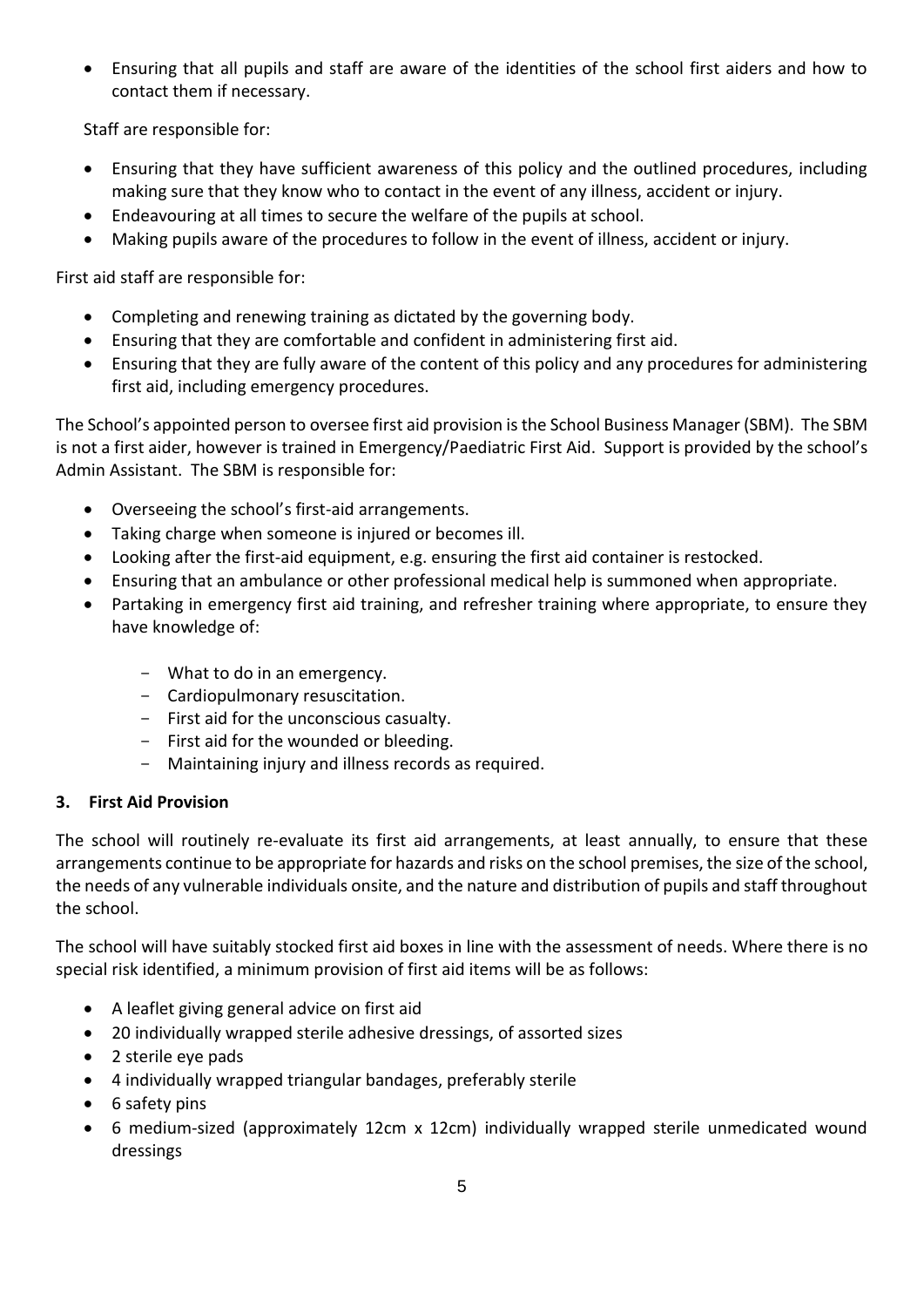- Ensuring that all pupils and staff are aware of the identities of the school first aiders and how to contact them if necessary.

Staff are responsible for:

- Ensuring that they have sufficient awareness of this policy and the outlined procedures, including making sure that they know who to contact in the event of any illness, accident or injury.
- Endeavouring at all times to secure the welfare of the pupils at school.
- Making pupils aware of the procedures to follow in the event of illness, accident or injury.

First aid staff are responsible for:

- Completing and renewing training as dictated by the governing body.
- Ensuring that they are comfortable and confident in administering first aid.
- Ensuring that they are fully aware of the content of this policy and any procedures for administering first aid, including emergency procedures.

The School's appointed person to oversee first aid provision is the School Business Manager (SBM). The SBM is not a first aider, however is trained in Emergency/Paediatric First Aid. Support is provided by the school's Admin Assistant. The SBM is responsible for:

- Overseeing the school's first-aid arrangements.
- Taking charge when someone is injured or becomes ill.
- Looking after the first-aid equipment, e.g. ensuring the first aid container is restocked.
- Ensuring that an ambulance or other professional medical help is summoned when appropriate.
- Partaking in emergency first aid training, and refresher training where appropriate, to ensure they have knowledge of:
  - What to do in an emergency.
  - Cardiopulmonary resuscitation.
  - First aid for the unconscious casualty.
  - First aid for the wounded or bleeding.
  - Maintaining injury and illness records as required.

### 3. First Aid Provision

The school will routinely re-evaluate its first aid arrangements, at least annually, to ensure that these arrangements continue to be appropriate for hazards and risks on the school premises, the size of the school, the needs of any vulnerable individuals onsite, and the nature and distribution of pupils and staff throughout the school.

The school will have suitably stocked first aid boxes in line with the assessment of needs. Where there is no special risk identified, a minimum provision of first aid items will be as follows:

- A leaflet giving general advice on first aid
- 20 individually wrapped sterile adhesive dressings, of assorted sizes
- 2 sterile eye pads
- 4 individually wrapped triangular bandages, preferably sterile
- 6 safety pins
- 6 medium-sized (approximately 12cm x 12cm) individually wrapped sterile unmedicated wound dressings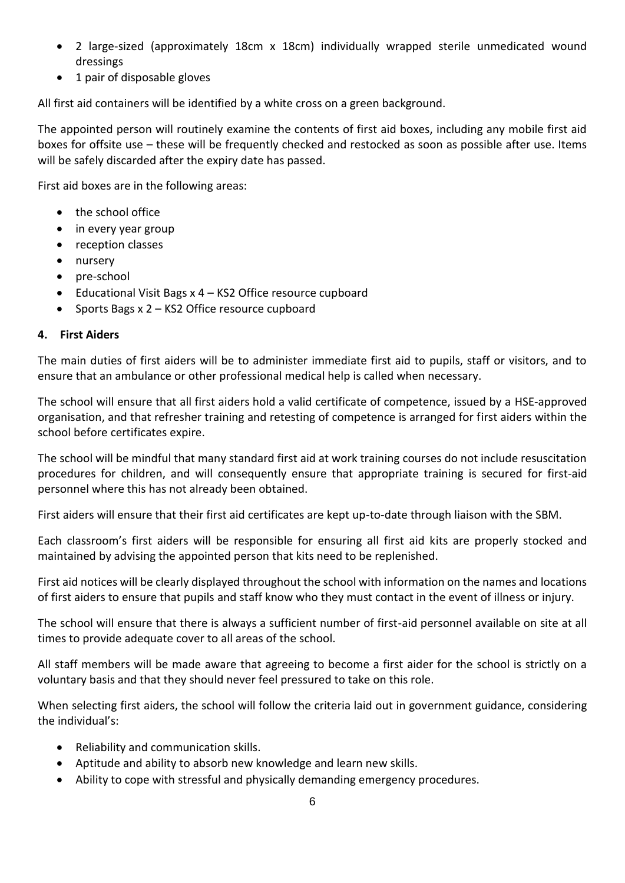- 2 large-sized (approximately 18cm x 18cm) individually wrapped sterile unmedicated wound dressings
- 1 pair of disposable gloves

All first aid containers will be identified by a white cross on a green background.

The appointed person will routinely examine the contents of first aid boxes, including any mobile first aid boxes for offsite use – these will be frequently checked and restocked as soon as possible after use. Items will be safely discarded after the expiry date has passed.

First aid boxes are in the following areas:

- the school office
- in every year group
- reception classes
- nursery
- pre-school
- Educational Visit Bags x 4 – KS2 Office resource cupboard
- Sports Bags x 2 – KS2 Office resource cupboard

## 4. First Aiders

The main duties of first aiders will be to administer immediate first aid to pupils, staff or visitors, and to ensure that an ambulance or other professional medical help is called when necessary.

The school will ensure that all first aiders hold a valid certificate of competence, issued by a HSE-approved organisation, and that refresher training and retesting of competence is arranged for first aiders within the school before certificates expire.

The school will be mindful that many standard first aid at work training courses do not include resuscitation procedures for children, and will consequently ensure that appropriate training is secured for first-aid personnel where this has not already been obtained.

First aiders will ensure that their first aid certificates are kept up-to-date through liaison with the SBM.

Each classroom's first aiders will be responsible for ensuring all first aid kits are properly stocked and maintained by advising the appointed person that kits need to be replenished.

First aid notices will be clearly displayed throughout the school with information on the names and locations of first aiders to ensure that pupils and staff know who they must contact in the event of illness or injury.

The school will ensure that there is always a sufficient number of first-aid personnel available on site at all times to provide adequate cover to all areas of the school.

All staff members will be made aware that agreeing to become a first aider for the school is strictly on a voluntary basis and that they should never feel pressured to take on this role.

When selecting first aiders, the school will follow the criteria laid out in government guidance, considering the individual's:

- Reliability and communication skills.
- Aptitude and ability to absorb new knowledge and learn new skills.
- Ability to cope with stressful and physically demanding emergency procedures.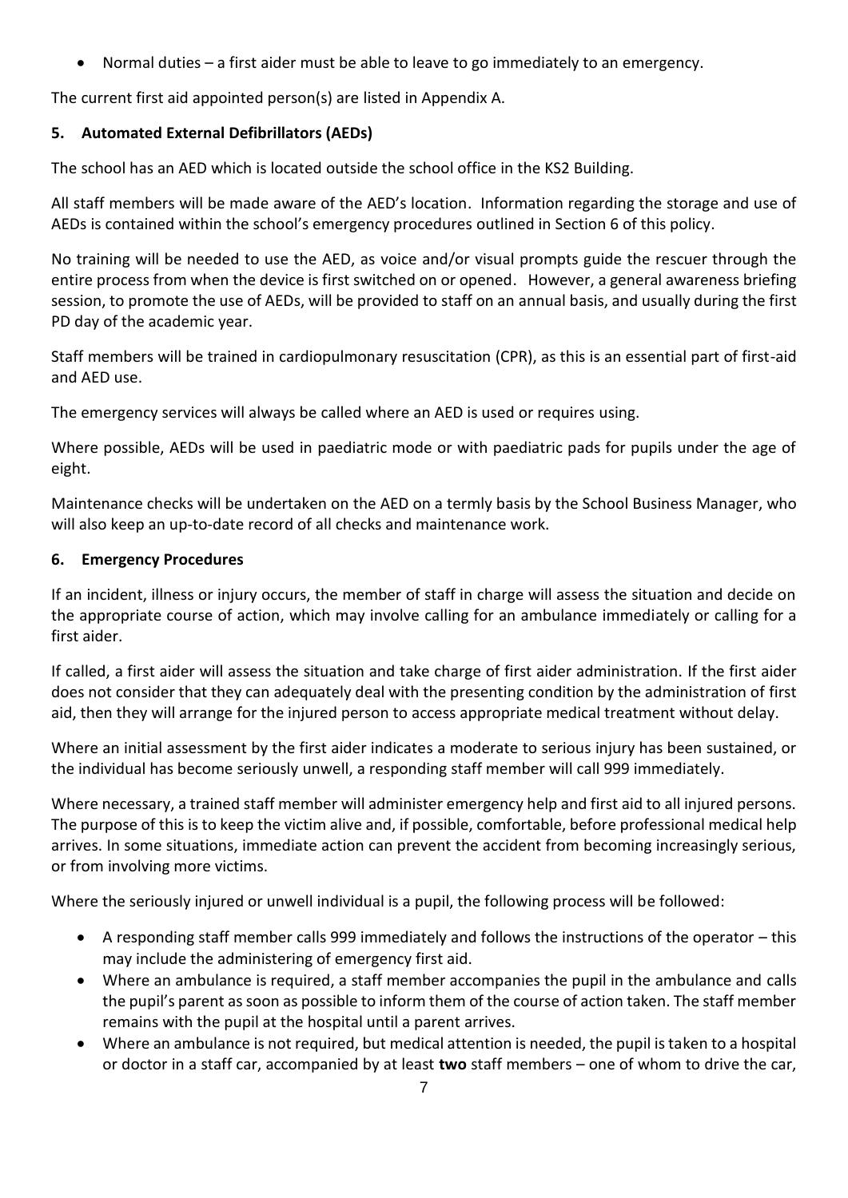- Normal duties – a first aider must be able to leave to go immediately to an emergency.

The current first aid appointed person(s) are listed in Appendix A.

## 5. Automated External Defibrillators (AEDs)

The school has an AED which is located outside the school office in the KS2 Building.

All staff members will be made aware of the AED's location. Information regarding the storage and use of AEDs is contained within the school's emergency procedures outlined in Section 6 of this policy.

No training will be needed to use the AED, as voice and/or visual prompts guide the rescuer through the entire process from when the device is first switched on or opened. However, a general awareness briefing session, to promote the use of AEDs, will be provided to staff on an annual basis, and usually during the first PD day of the academic year.

Staff members will be trained in cardiopulmonary resuscitation (CPR), as this is an essential part of first-aid and AED use.

The emergency services will always be called where an AED is used or requires using.

Where possible, AEDs will be used in paediatric mode or with paediatric pads for pupils under the age of eight.

Maintenance checks will be undertaken on the AED on a termly basis by the School Business Manager, who will also keep an up-to-date record of all checks and maintenance work.

## 6. Emergency Procedures

If an incident, illness or injury occurs, the member of staff in charge will assess the situation and decide on the appropriate course of action, which may involve calling for an ambulance immediately or calling for a first aider.

If called, a first aider will assess the situation and take charge of first aider administration. If the first aider does not consider that they can adequately deal with the presenting condition by the administration of first aid, then they will arrange for the injured person to access appropriate medical treatment without delay.

Where an initial assessment by the first aider indicates a moderate to serious injury has been sustained, or the individual has become seriously unwell, a responding staff member will call 999 immediately.

Where necessary, a trained staff member will administer emergency help and first aid to all injured persons. The purpose of this is to keep the victim alive and, if possible, comfortable, before professional medical help arrives. In some situations, immediate action can prevent the accident from becoming increasingly serious, or from involving more victims.

Where the seriously injured or unwell individual is a pupil, the following process will be followed:

- A responding staff member calls 999 immediately and follows the instructions of the operator – this may include the administering of emergency first aid.
- Where an ambulance is required, a staff member accompanies the pupil in the ambulance and calls the pupil's parent as soon as possible to inform them of the course of action taken. The staff member remains with the pupil at the hospital until a parent arrives.
- Where an ambulance is not required, but medical attention is needed, the pupil is taken to a hospital or doctor in a staff car, accompanied by at least **two** staff members – one of whom to drive the car,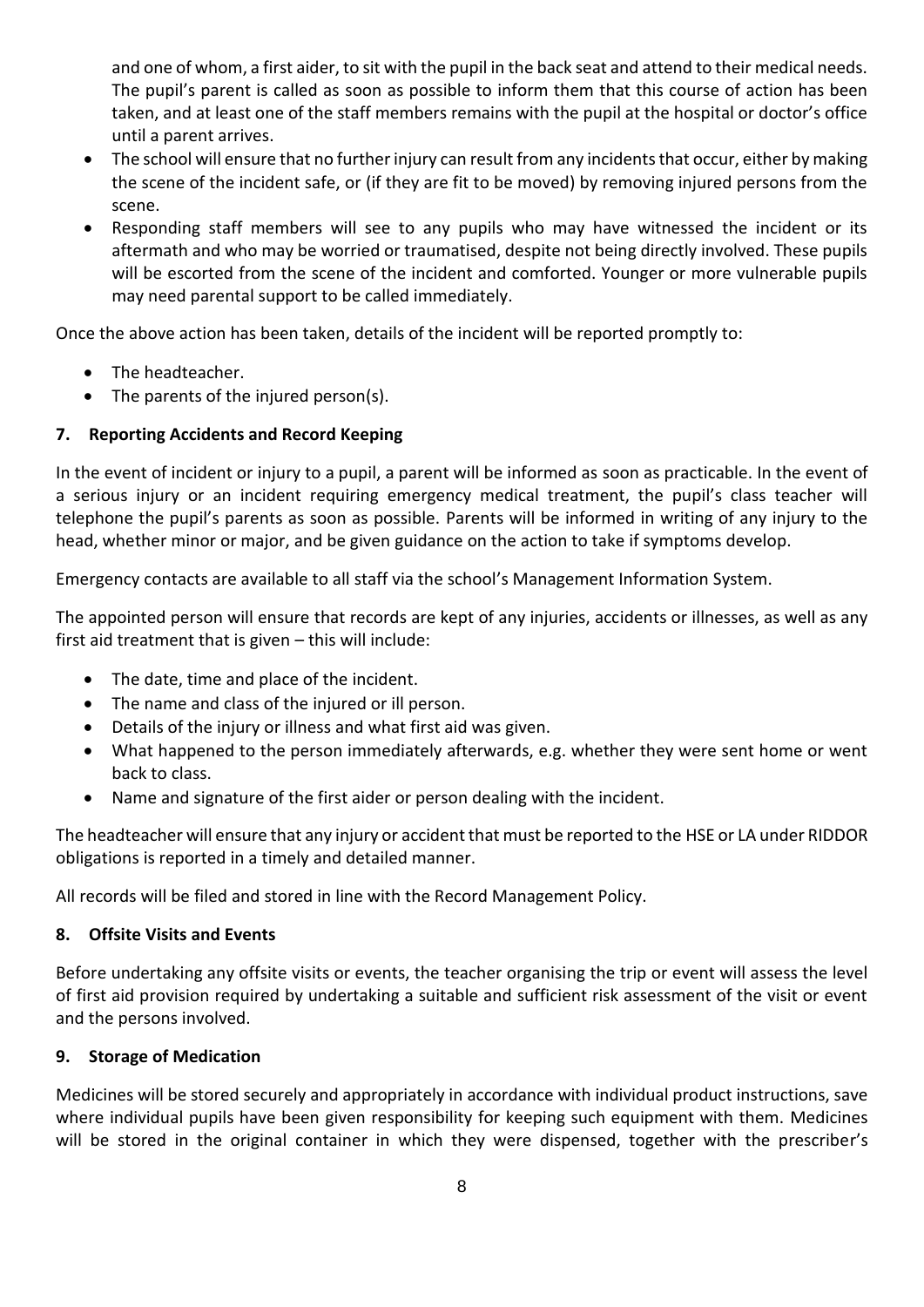and one of whom, a first aider, to sit with the pupil in the back seat and attend to their medical needs. The pupil's parent is called as soon as possible to inform them that this course of action has been taken, and at least one of the staff members remains with the pupil at the hospital or doctor's office until a parent arrives.

- The school will ensure that no further injury can result from any incidents that occur, either by making the scene of the incident safe, or (if they are fit to be moved) by removing injured persons from the scene.
- Responding staff members will see to any pupils who may have witnessed the incident or its aftermath and who may be worried or traumatised, despite not being directly involved. These pupils will be escorted from the scene of the incident and comforted. Younger or more vulnerable pupils may need parental support to be called immediately.

Once the above action has been taken, details of the incident will be reported promptly to:

- The headteacher.
- The parents of the injured person(s).

## 7. Reporting Accidents and Record Keeping

In the event of incident or injury to a pupil, a parent will be informed as soon as practicable. In the event of a serious injury or an incident requiring emergency medical treatment, the pupil's class teacher will telephone the pupil's parents as soon as possible. Parents will be informed in writing of any injury to the head, whether minor or major, and be given guidance on the action to take if symptoms develop.

Emergency contacts are available to all staff via the school's Management Information System.

The appointed person will ensure that records are kept of any injuries, accidents or illnesses, as well as any first aid treatment that is given – this will include:

- The date, time and place of the incident.
- The name and class of the injured or ill person.
- Details of the injury or illness and what first aid was given.
- What happened to the person immediately afterwards, e.g. whether they were sent home or went back to class.
- Name and signature of the first aider or person dealing with the incident.

The headteacher will ensure that any injury or accident that must be reported to the HSE or LA under RIDDOR obligations is reported in a timely and detailed manner.

All records will be filed and stored in line with the Record Management Policy.

## 8. Offsite Visits and Events

Before undertaking any offsite visits or events, the teacher organising the trip or event will assess the level of first aid provision required by undertaking a suitable and sufficient risk assessment of the visit or event and the persons involved.

## 9. Storage of Medication

Medicines will be stored securely and appropriately in accordance with individual product instructions, save where individual pupils have been given responsibility for keeping such equipment with them. Medicines will be stored in the original container in which they were dispensed, together with the prescriber's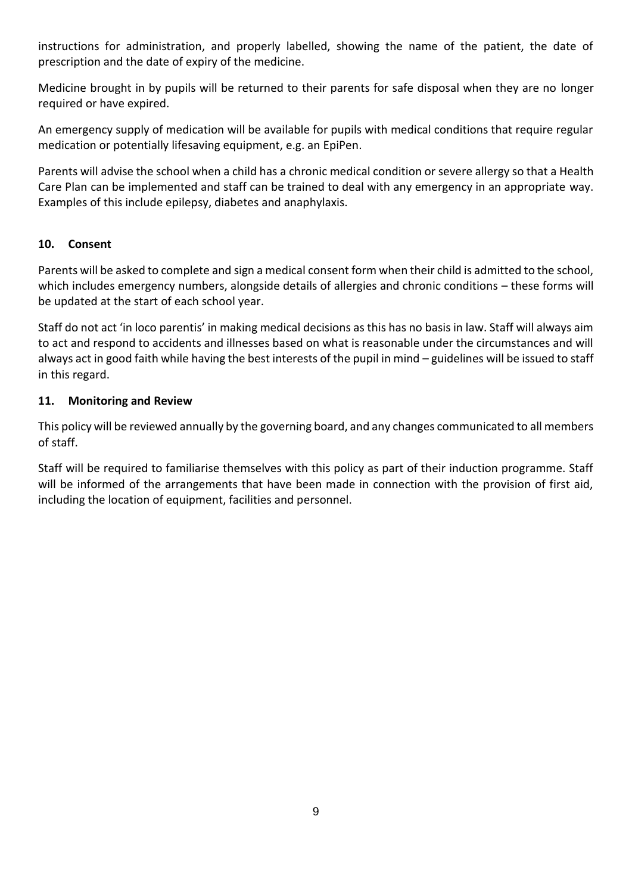instructions for administration, and properly labelled, showing the name of the patient, the date of prescription and the date of expiry of the medicine.

Medicine brought in by pupils will be returned to their parents for safe disposal when they are no longer required or have expired.

An emergency supply of medication will be available for pupils with medical conditions that require regular medication or potentially lifesaving equipment, e.g. an EpiPen.

Parents will advise the school when a child has a chronic medical condition or severe allergy so that a Health Care Plan can be implemented and staff can be trained to deal with any emergency in an appropriate way. Examples of this include epilepsy, diabetes and anaphylaxis.

## 10. Consent

Parents will be asked to complete and sign a medical consent form when their child is admitted to the school, which includes emergency numbers, alongside details of allergies and chronic conditions – these forms will be updated at the start of each school year.

Staff do not act 'in loco parentis' in making medical decisions as this has no basis in law. Staff will always aim to act and respond to accidents and illnesses based on what is reasonable under the circumstances and will always act in good faith while having the best interests of the pupil in mind – guidelines will be issued to staff in this regard.

## 11. Monitoring and Review

This policy will be reviewed annually by the governing board, and any changes communicated to all members of staff.

Staff will be required to familiarise themselves with this policy as part of their induction programme. Staff will be informed of the arrangements that have been made in connection with the provision of first aid, including the location of equipment, facilities and personnel.